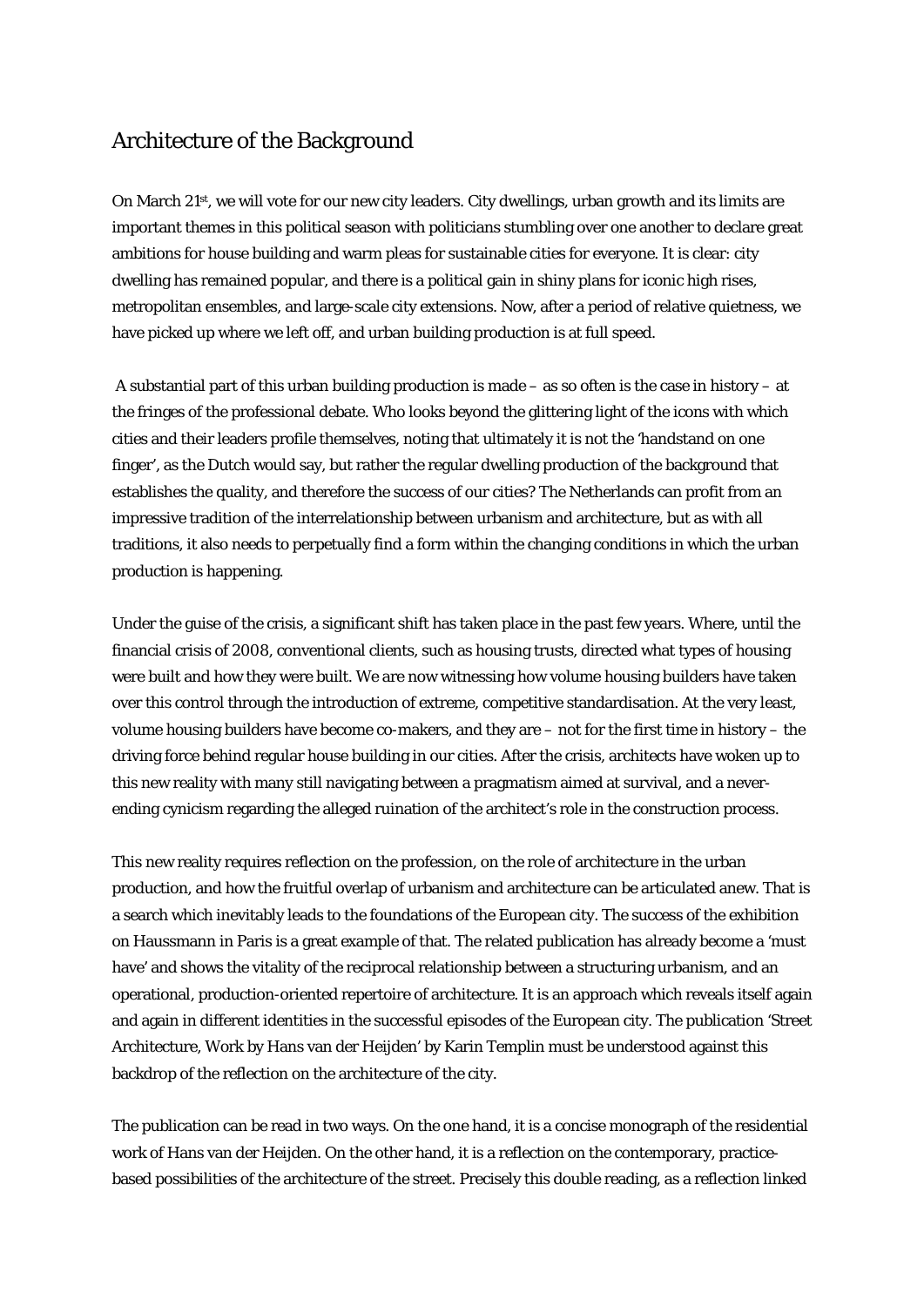# Architecture of the Background

On March 21st, we will vote for our new city leaders. City dwellings, urban growth and its limits are important themes in this political season with politicians stumbling over one another to declare great ambitions for house building and warm pleas for sustainable cities for everyone. It is clear: city dwelling has remained popular, and there is a political gain in shiny plans for iconic high rises, metropolitan ensembles, and large-scale city extensions. Now, after a period of relative quietness, we have picked up where we left off, and urban building production is at full speed.

A substantial part of this urban building production is made – as so often is the case in history – at the fringes of the professional debate. Who looks beyond the glittering light of the icons with which cities and their leaders profile themselves, noting that ultimately it is not the 'handstand on one finger', as the Dutch would say, but rather the regular dwelling production of the background that establishes the quality, and therefore the success of our cities? The Netherlands can profit from an impressive tradition of the interrelationship between urbanism and architecture, but as with all traditions, it also needs to perpetually find a form within the changing conditions in which the urban production is happening.

Under the guise of the crisis, a significant shift has taken place in the past few years. Where, until the financial crisis of 2008, conventional clients, such as housing trusts, directed what types of housing were built and how they were built. We are now witnessing how volume housing builders have taken over this control through the introduction of extreme, competitive standardisation. At the very least, volume housing builders have become co-makers, and they are – not for the first time in history – the driving force behind regular house building in our cities. After the crisis, architects have woken up to this new reality with many still navigating between a pragmatism aimed at survival, and a never-ending cynicism regarding the alleged ruination of the architect's role in the construction process.

This new reality requires reflection on the profession, on the role of architecture in the urban production, and how the fruitful overlap of urbanism and architecture can be articulated anew. That is a search which inevitably leads to the foundations of the European city. The success of the exhibition on Haussmann in Paris is a great example of that. The related publication has already become a 'must have' and shows the vitality of the reciprocal relationship between a structuring urbanism, and an operational, production-oriented repertoire of architecture. It is an approach which reveals itself again and again in different identities in the successful episodes of the European city. The publication 'Street Architecture, Work by Hans van der Heijden' by Karin Templin must be understood against this backdrop of the reflection on the architecture of the city.

The publication can be read in two ways. On the one hand, it is a concise monograph of the residential work of Hans van der Heijden. On the other hand, it is a reflection on the contemporary, practice-based possibilities of the architecture of the street. Precisely this double reading, as a reflection linked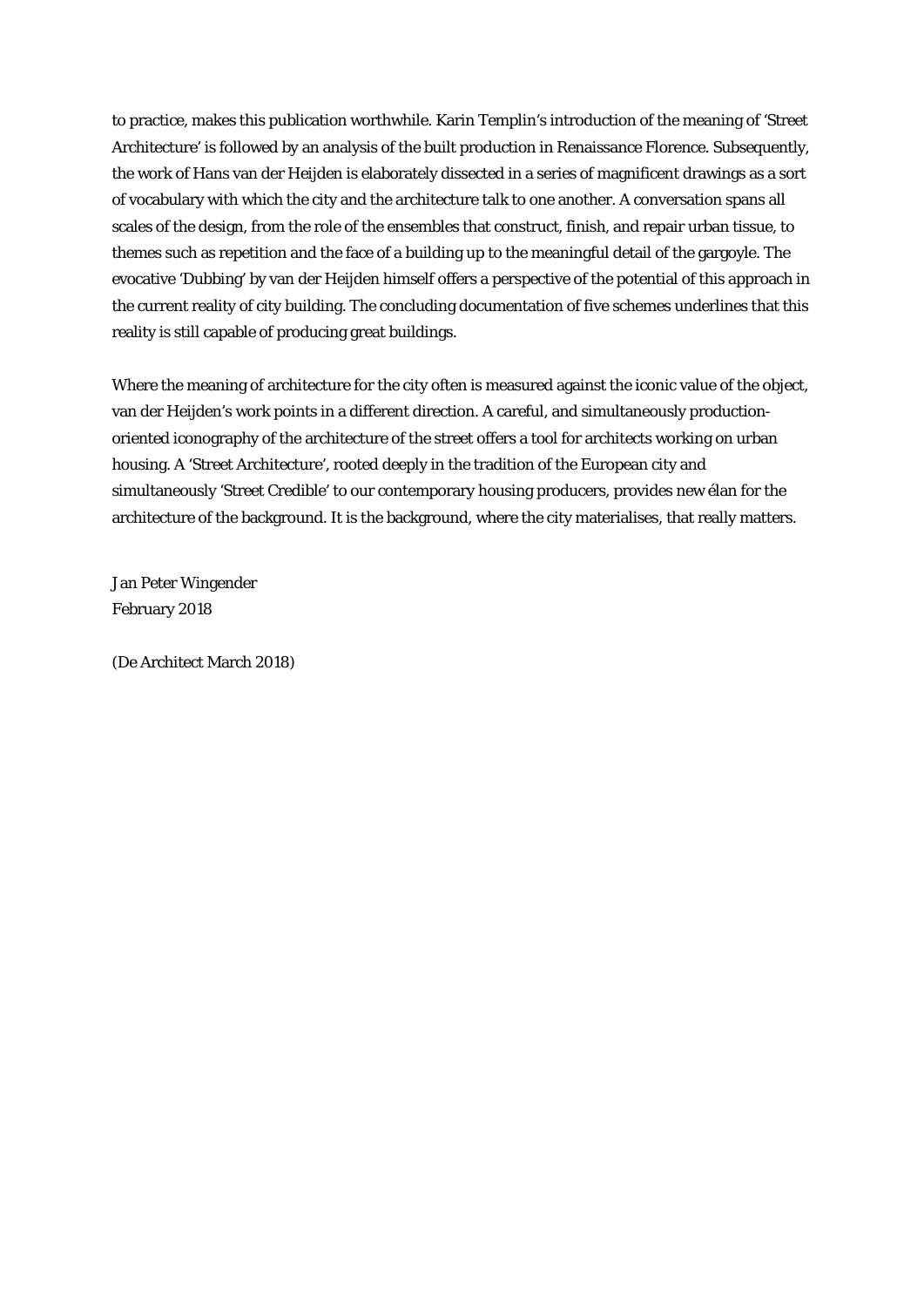to practice, makes this publication worthwhile. Karin Templin's introduction of the meaning of 'Street Architecture' is followed by an analysis of the built production in Renaissance Florence. Subsequently, the work of Hans van der Heijden is elaborately dissected in a series of magnificent drawings as a sort of vocabulary with which the city and the architecture talk to one another. A conversation spans all scales of the design, from the role of the ensembles that construct, finish, and repair urban tissue, to themes such as repetition and the face of a building up to the meaningful detail of the gargoyle. The evocative 'Dubbing' by van der Heijden himself offers a perspective of the potential of this approach in the current reality of city building. The concluding documentation of five schemes underlines that this reality is still capable of producing great buildings.

Where the meaning of architecture for the city often is measured against the iconic value of the object, van der Heijden's work points in a different direction. A careful, and simultaneously production-oriented iconography of the architecture of the street offers a tool for architects working on urban housing. A 'Street Architecture', rooted deeply in the tradition of the European city and simultaneously 'Street Credible' to our contemporary housing producers, provides new élan for the architecture of the background. It is the background, where the city materialises, that really matters.

Jan Peter Wingender
February 2018

(De Architect March 2018)